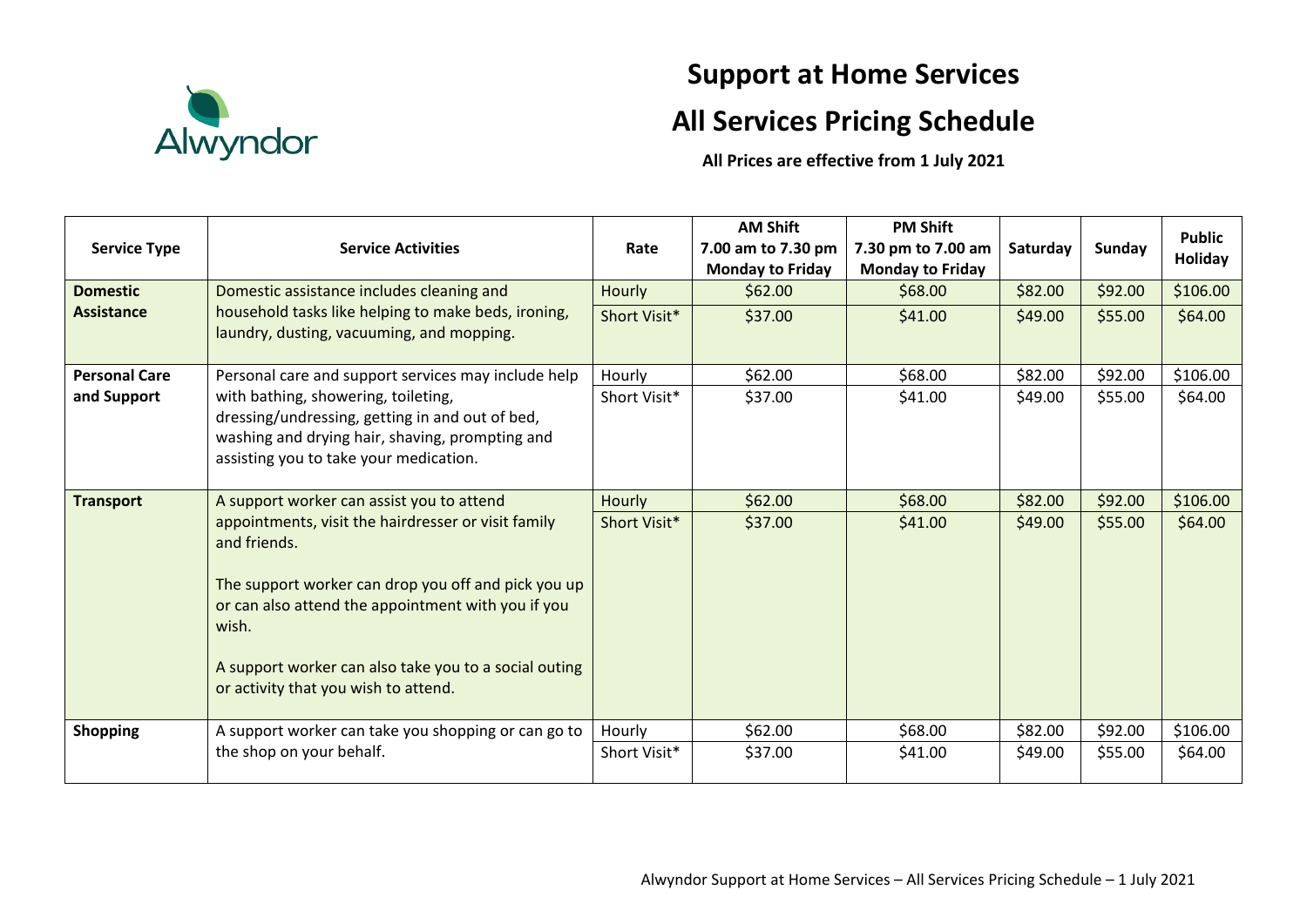Alwyndor

# Support at Home Services

# All Services Pricing Schedule

**All Prices are effective from 1 July 2021**

| Service Type | Service Activities | Rate | AM Shift 7.00 am to 7.30 pm Monday to Friday | PM Shift 7.30 pm to 7.00 am Monday to Friday | Saturday | Sunday | Public Holiday |
|---|---|---|---|---|---|---|---|
| **Domestic Assistance** | Domestic assistance includes cleaning and household tasks like helping to make beds, ironing, laundry, dusting, vacuuming, and mopping. | Hourly | $62.00 | $68.00 | $82.00 | $92.00 | $106.00 |
| | | Short Visit* | $37.00 | $41.00 | $49.00 | $55.00 | $64.00 |
| **Personal Care and Support** | Personal care and support services may include help with bathing, showering, toileting, dressing/undressing, getting in and out of bed, washing and drying hair, shaving, prompting and assisting you to take your medication. | Hourly | $62.00 | $68.00 | $82.00 | $92.00 | $106.00 |
| | | Short Visit* | $37.00 | $41.00 | $49.00 | $55.00 | $64.00 |
| **Transport** | A support worker can assist you to attend appointments, visit the hairdresser or visit family and friends. The support worker can drop you off and pick you up or can also attend the appointment with you if you wish. A support worker can also take you to a social outing or activity that you wish to attend. | Hourly | $62.00 | $68.00 | $82.00 | $92.00 | $106.00 |
| | | Short Visit* | $37.00 | $41.00 | $49.00 | $55.00 | $64.00 |
| **Shopping** | A support worker can take you shopping or can go to the shop on your behalf. | Hourly | $62.00 | $68.00 | $82.00 | $92.00 | $106.00 |
| | | Short Visit* | $37.00 | $41.00 | $49.00 | $55.00 | $64.00 |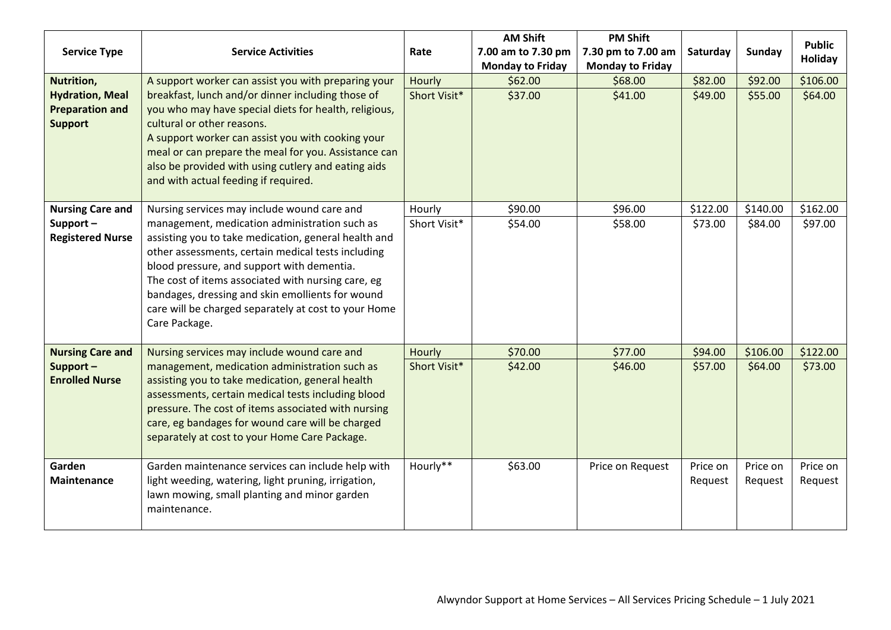| Service Type | Service Activities | Rate | AM Shift 7.00 am to 7.30 pm Monday to Friday | PM Shift 7.30 pm to 7.00 am Monday to Friday | Saturday | Sunday | Public Holiday |
|---|---|---|---|---|---|---|---|
| **Nutrition, Hydration, Meal Preparation and Support** | A support worker can assist you with preparing your breakfast, lunch and/or dinner including those of you who may have special diets for health, religious, cultural or other reasons.<br>A support worker can assist you with cooking your meal or can prepare the meal for you. Assistance can also be provided with using cutlery and eating aids and with actual feeding if required. | Hourly | $62.00 | $68.00 | $82.00 | $92.00 | $106.00 |
| | | Short Visit* | $37.00 | $41.00 | $49.00 | $55.00 | $64.00 |
| **Nursing Care and Support – Registered Nurse** | Nursing services may include wound care and management, medication administration such as assisting you to take medication, general health and other assessments, certain medical tests including blood pressure, and support with dementia.<br>The cost of items associated with nursing care, eg bandages, dressing and skin emollients for wound care will be charged separately at cost to your Home Care Package. | Hourly | $90.00 | $96.00 | $122.00 | $140.00 | $162.00 |
| | | Short Visit* | $54.00 | $58.00 | $73.00 | $84.00 | $97.00 |
| **Nursing Care and Support – Enrolled Nurse** | Nursing services may include wound care and management, medication administration such as assisting you to take medication, general health assessments, certain medical tests including blood pressure. The cost of items associated with nursing care, eg bandages for wound care will be charged separately at cost to your Home Care Package. | Hourly | $70.00 | $77.00 | $94.00 | $106.00 | $122.00 |
| | | Short Visit* | $42.00 | $46.00 | $57.00 | $64.00 | $73.00 |
| **Garden Maintenance** | Garden maintenance services can include help with light weeding, watering, light pruning, irrigation, lawn mowing, small planting and minor garden maintenance. | Hourly** | $63.00 | Price on Request | Price on Request | Price on Request | Price on Request |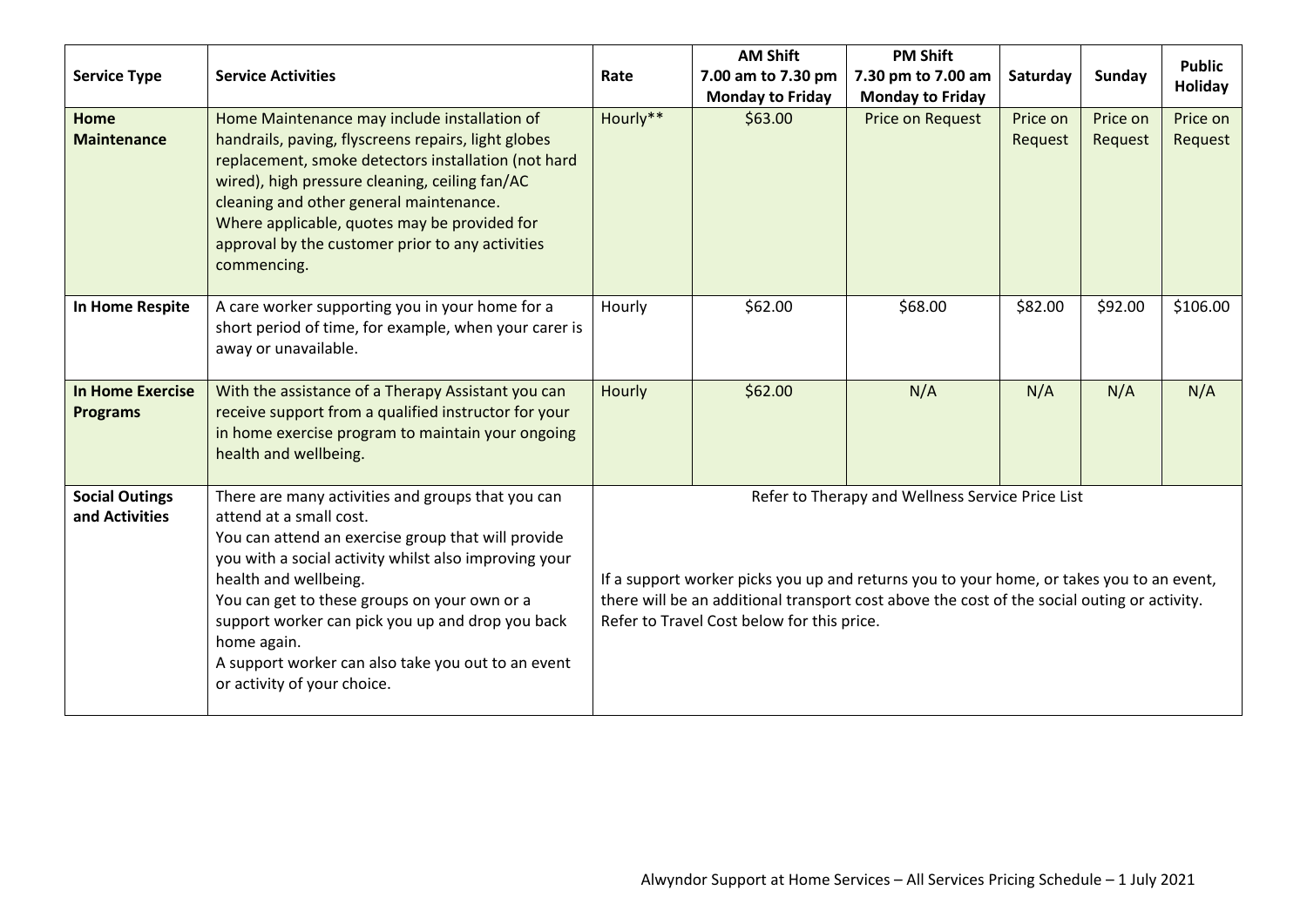| Service Type | Service Activities | Rate | AM Shift 7.00 am to 7.30 pm Monday to Friday | PM Shift 7.30 pm to 7.00 am Monday to Friday | Saturday | Sunday | Public Holiday |
|---|---|---|---|---|---|---|---|
| **Home Maintenance** | Home Maintenance may include installation of handrails, paving, flyscreens repairs, light globes replacement, smoke detectors installation (not hard wired), high pressure cleaning, ceiling fan/AC cleaning and other general maintenance. Where applicable, quotes may be provided for approval by the customer prior to any activities commencing. | Hourly** | $63.00 | Price on Request | Price on Request | Price on Request | Price on Request |
| **In Home Respite** | A care worker supporting you in your home for a short period of time, for example, when your carer is away or unavailable. | Hourly | $62.00 | $68.00 | $82.00 | $92.00 | $106.00 |
| **In Home Exercise Programs** | With the assistance of a Therapy Assistant you can receive support from a qualified instructor for your in home exercise program to maintain your ongoing health and wellbeing. | Hourly | $62.00 | N/A | N/A | N/A | N/A |
| **Social Outings and Activities** | There are many activities and groups that you can attend at a small cost. You can attend an exercise group that will provide you with a social activity whilst also improving your health and wellbeing. You can get to these groups on your own or a support worker can pick you up and drop you back home again. A support worker can also take you out to an event or activity of your choice. | Refer to Therapy and Wellness Service Price List<br><br>If a support worker picks you up and returns you to your home, or takes you to an event, there will be an additional transport cost above the cost of the social outing or activity. Refer to Travel Cost below for this price. | | | | | |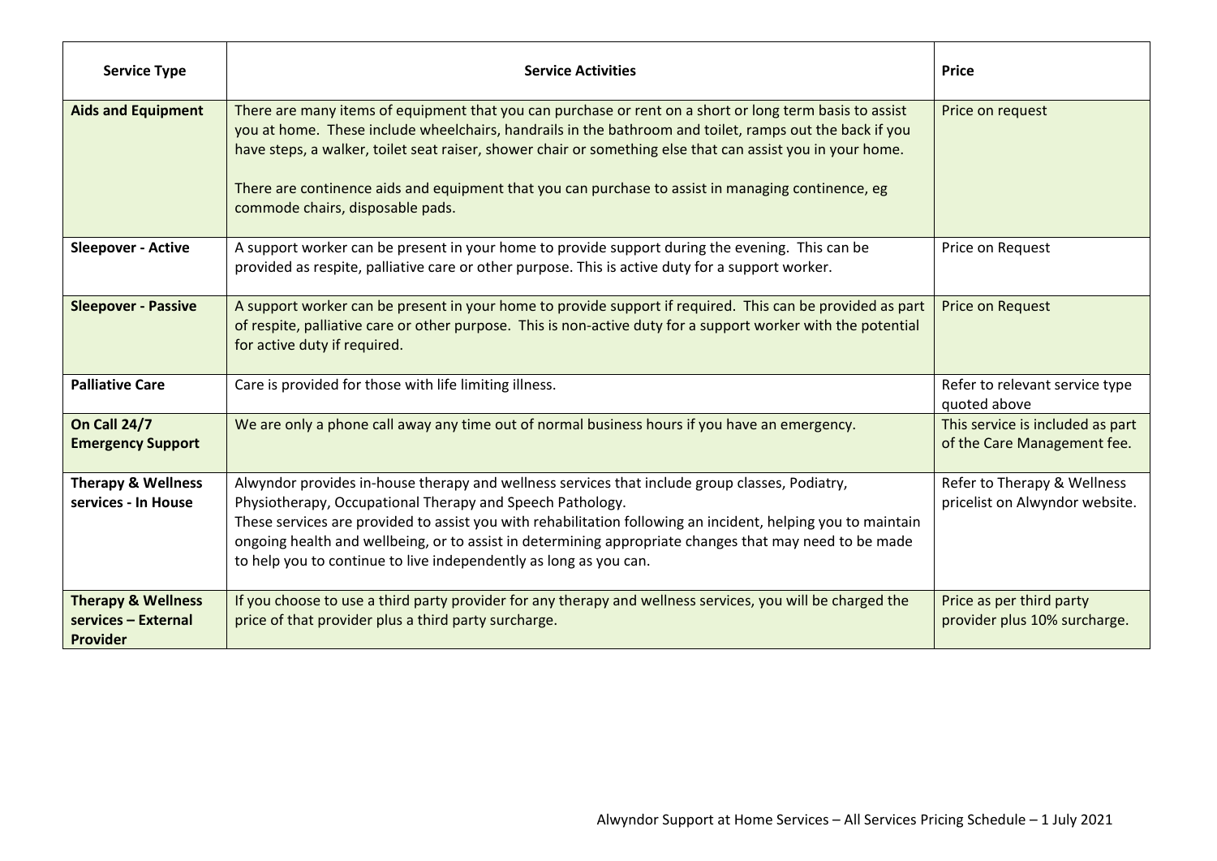| Service Type | Service Activities | Price |
|---|---|---|
| **Aids and Equipment** | There are many items of equipment that you can purchase or rent on a short or long term basis to assist you at home. These include wheelchairs, handrails in the bathroom and toilet, ramps out the back if you have steps, a walker, toilet seat raiser, shower chair or something else that can assist you in your home.<br><br>There are continence aids and equipment that you can purchase to assist in managing continence, eg commode chairs, disposable pads. | Price on request |
| **Sleepover - Active** | A support worker can be present in your home to provide support during the evening. This can be provided as respite, palliative care or other purpose. This is active duty for a support worker. | Price on Request |
| **Sleepover - Passive** | A support worker can be present in your home to provide support if required. This can be provided as part of respite, palliative care or other purpose. This is non-active duty for a support worker with the potential for active duty if required. | Price on Request |
| **Palliative Care** | Care is provided for those with life limiting illness. | Refer to relevant service type quoted above |
| **On Call 24/7 Emergency Support** | We are only a phone call away any time out of normal business hours if you have an emergency. | This service is included as part of the Care Management fee. |
| **Therapy & Wellness services - In House** | Alwyndor provides in-house therapy and wellness services that include group classes, Podiatry, Physiotherapy, Occupational Therapy and Speech Pathology.<br>These services are provided to assist you with rehabilitation following an incident, helping you to maintain ongoing health and wellbeing, or to assist in determining appropriate changes that may need to be made to help you to continue to live independently as long as you can. | Refer to Therapy & Wellness pricelist on Alwyndor website. |
| **Therapy & Wellness services – External Provider** | If you choose to use a third party provider for any therapy and wellness services, you will be charged the price of that provider plus a third party surcharge. | Price as per third party provider plus 10% surcharge. |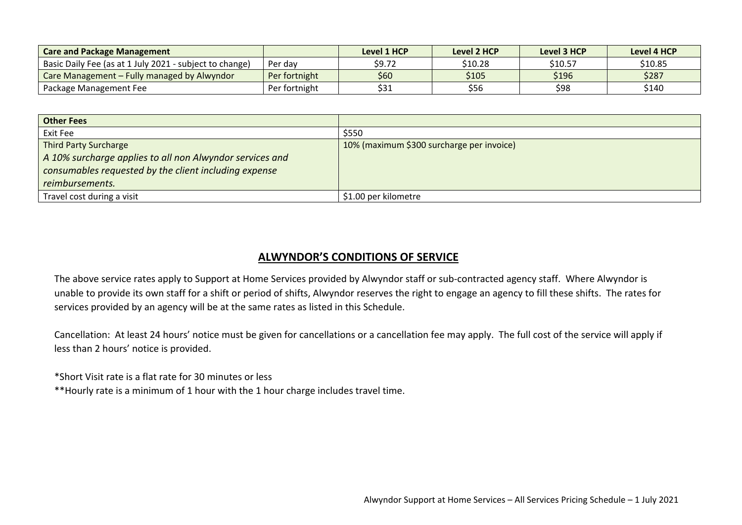| Care and Package Management | | Level 1 HCP | Level 2 HCP | Level 3 HCP | Level 4 HCP |
|---|---|---|---|---|---|
| Basic Daily Fee (as at 1 July 2021 - subject to change) | Per day | $9.72 | $10.28 | $10.57 | $10.85 |
| Care Management – Fully managed by Alwyndor | Per fortnight | $60 | $105 | $196 | $287 |
| Package Management Fee | Per fortnight | $31 | $56 | $98 | $140 |

| Other Fees | |
|---|---|
| Exit Fee | $550 |
| Third Party Surcharge<br>*A 10% surcharge applies to all non Alwyndor services and consumables requested by the client including expense reimbursements.* | 10% (maximum $300 surcharge per invoice) |
| Travel cost during a visit | $1.00 per kilometre |

## ALWYNDOR'S CONDITIONS OF SERVICE

The above service rates apply to Support at Home Services provided by Alwyndor staff or sub-contracted agency staff. Where Alwyndor is unable to provide its own staff for a shift or period of shifts, Alwyndor reserves the right to engage an agency to fill these shifts. The rates for services provided by an agency will be at the same rates as listed in this Schedule.

Cancellation: At least 24 hours' notice must be given for cancellations or a cancellation fee may apply. The full cost of the service will apply if less than 2 hours' notice is provided.

*Short Visit rate is a flat rate for 30 minutes or less

**Hourly rate is a minimum of 1 hour with the 1 hour charge includes travel time.